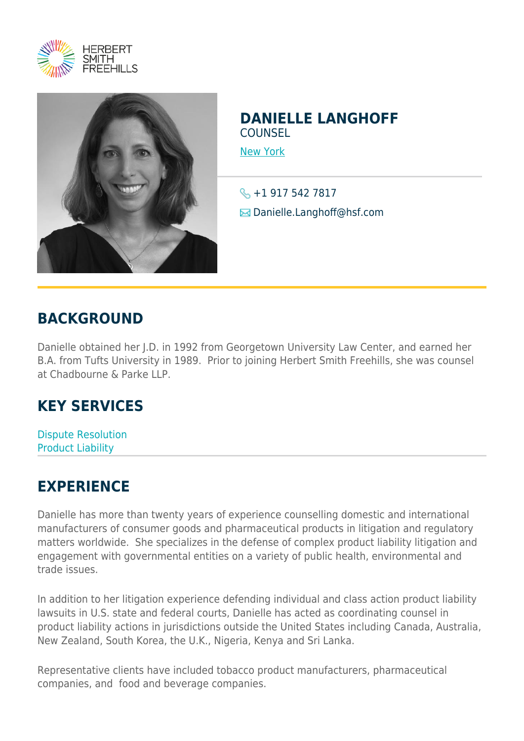# DANIELLE LANGHOFF

COUNSEL

New York

+1 917 542 7817

Danielle.Langhoff@hsf.com

## BACKGROUND

Danielle obtained her J.D. in 1992 from Georgetown University Law Center, and earned her B.A. from Tufts University in 1989. Prior to joining Herbert Smith Freehills, she was counsel at Chadbourne & Parke LLP.

## KEY SERVICES

Dispute Resolution
Product Liability

## EXPERIENCE

Danielle has more than twenty years of experience counselling domestic and international manufacturers of consumer goods and pharmaceutical products in litigation and regulatory matters worldwide. She specializes in the defense of complex product liability litigation and engagement with governmental entities on a variety of public health, environmental and trade issues.

In addition to her litigation experience defending individual and class action product liability lawsuits in U.S. state and federal courts, Danielle has acted as coordinating counsel in product liability actions in jurisdictions outside the United States including Canada, Australia, New Zealand, South Korea, the U.K., Nigeria, Kenya and Sri Lanka.

Representative clients have included tobacco product manufacturers, pharmaceutical companies, and food and beverage companies.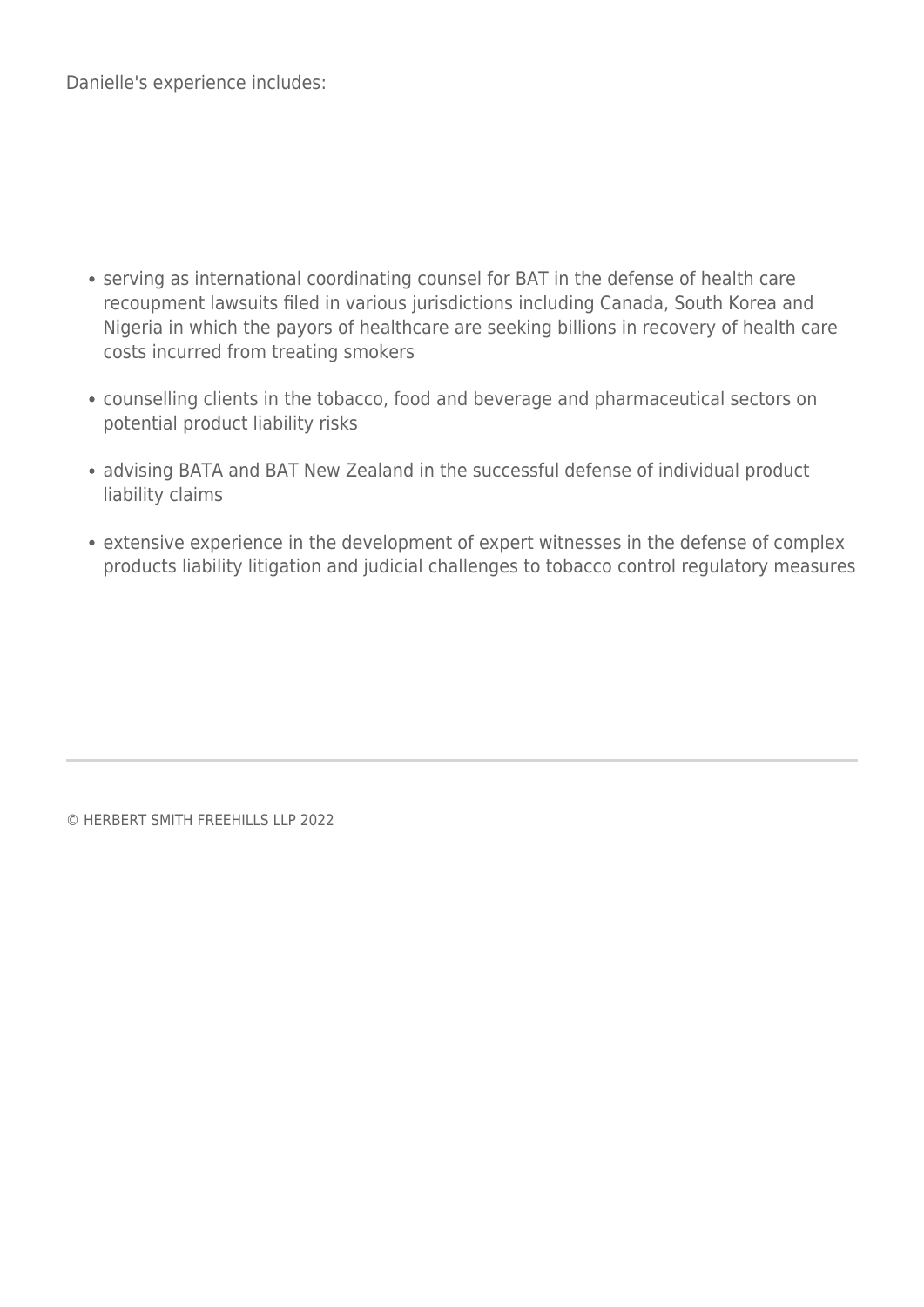Danielle's experience includes:

- serving as international coordinating counsel for BAT in the defense of health care recoupment lawsuits filed in various jurisdictions including Canada, South Korea and Nigeria in which the payors of healthcare are seeking billions in recovery of health care costs incurred from treating smokers
- counselling clients in the tobacco, food and beverage and pharmaceutical sectors on potential product liability risks
- advising BATA and BAT New Zealand in the successful defense of individual product liability claims
- extensive experience in the development of expert witnesses in the defense of complex products liability litigation and judicial challenges to tobacco control regulatory measures

© HERBERT SMITH FREEHILLS LLP 2022